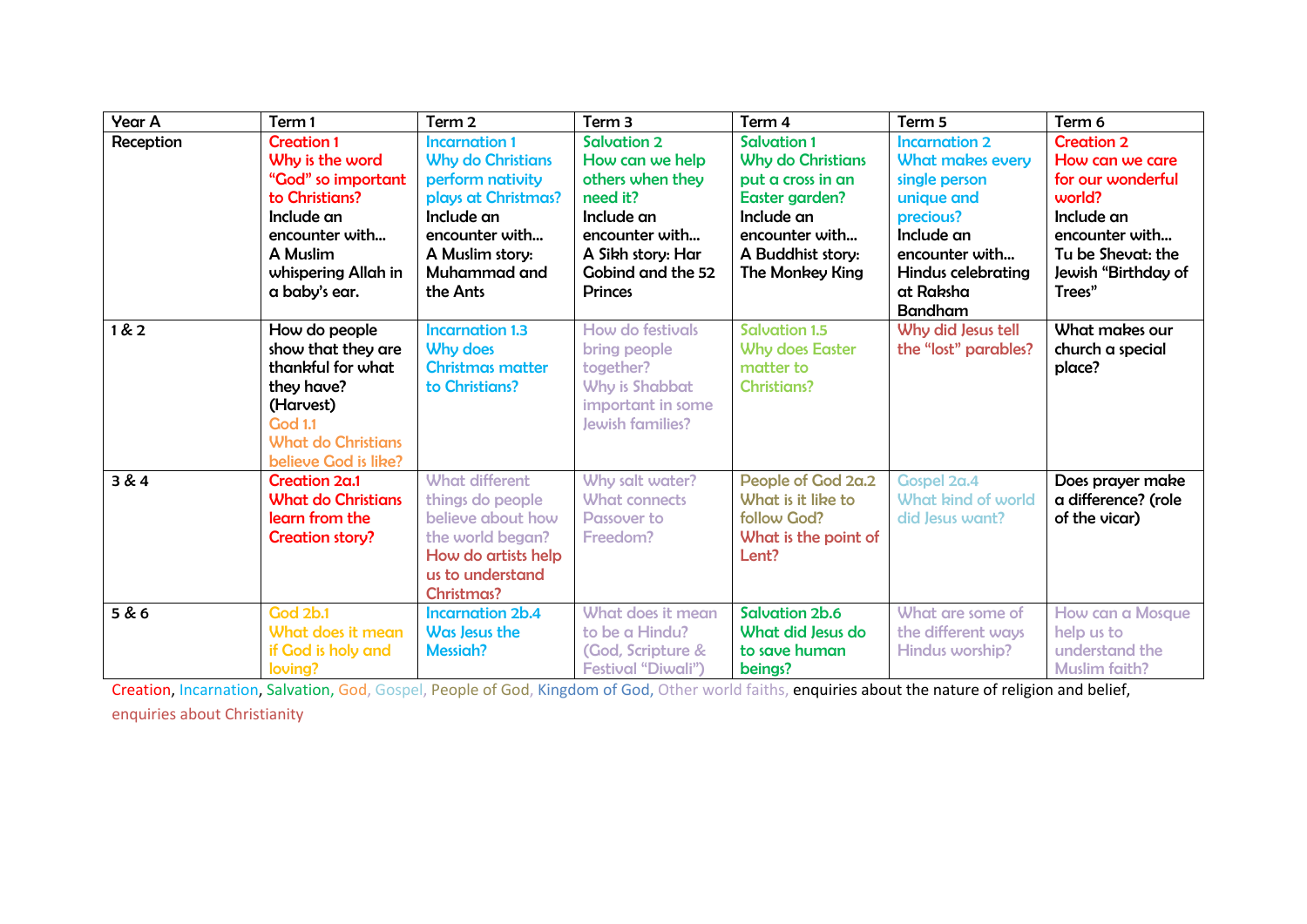| Year A | Term 1 | Term 2 | Term 3 | Term 4 | Term 5 | Term 6 |
|---|---|---|---|---|---|---|
| Reception | Creation 1 Why is the word “God” so important to Christians? Include an encounter with… A Muslim whispering Allah in a baby’s ear. | Incarnation 1 Why do Christians perform nativity plays at Christmas? Include an encounter with… A Muslim story: Muhammad and the Ants | Salvation 2 How can we help others when they need it? Include an encounter with… A Sikh story: Har Gobind and the 52 Princes | Salvation 1 Why do Christians put a cross in an Easter garden? Include an encounter with… A Buddhist story: The Monkey King | Incarnation 2 What makes every single person unique and precious? Include an encounter with… Hindus celebrating at Raksha Bandham | Creation 2 How can we care for our wonderful world? Include an encounter with… Tu be Shevat: the Jewish “Birthday of Trees” |
| 1 & 2 | How do people show that they are thankful for what they have? (Harvest) God 1.1 What do Christians believe God is like? | Incarnation 1.3 Why does Christmas matter to Christians? | How do festivals bring people together? Why is Shabbat important in some Jewish families? | Salvation 1.5 Why does Easter matter to Christians? | Why did Jesus tell the “lost” parables? | What makes our church a special place? |
| 3 & 4 | Creation 2a.1 What do Christians learn from the Creation story? | What different things do people believe about how the world began? How do artists help us to understand Christmas? | Why salt water? What connects Passover to Freedom? | People of God 2a.2 What is it like to follow God? What is the point of Lent? | Gospel 2a.4 What kind of world did Jesus want? | Does prayer make a difference? (role of the vicar) |
| 5 & 6 | God 2b.1 What does it mean if God is holy and loving? | Incarnation 2b.4 Was Jesus the Messiah? | What does it mean to be a Hindu? (God, Scripture & Festival “Diwali”) | Salvation 2b.6 What did Jesus do to save human beings? | What are some of the different ways Hindus worship? | How can a Mosque help us to understand the Muslim faith? |

Creation, Incarnation, Salvation, God, Gospel, People of God, Kingdom of God, Other world faiths, enquiries about the nature of religion and belief, enquiries about Christianity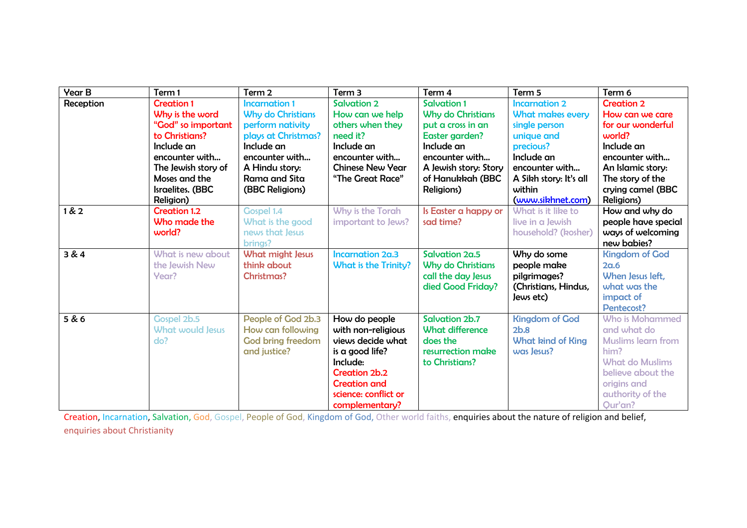| Year B | Term 1 | Term 2 | Term 3 | Term 4 | Term 5 | Term 6 |
|---|---|---|---|---|---|---|
| Reception | Creation 1<br>Why is the word "God" so important to Christians?<br>Include an encounter with…<br>The Jewish story of Moses and the Israelites. (BBC Religion) | Incarnation 1<br>Why do Christians perform nativity plays at Christmas?<br>Include an encounter with…<br>A Hindu story: Rama and Sita (BBC Religions) | Salvation 2<br>How can we help others when they need it?<br>Include an encounter with…<br>Chinese New Year "The Great Race" | Salvation 1<br>Why do Christians put a cross in an Easter garden?<br>Include an encounter with…<br>A Jewish story: Story of Hanukkah (BBC Religions) | Incarnation 2<br>What makes every single person unique and precious?<br>Include an encounter with…<br>A Sikh story: It's all within (www.sikhnet.com) | Creation 2<br>How can we care for our wonderful world?<br>Include an encounter with…<br>An Islamic story: The story of the crying camel (BBC Religions) |
| 1 & 2 | Creation 1.2<br>Who made the world? | Gospel 1.4<br>What is the good news that Jesus brings? | Why is the Torah important to Jews? | Is Easter a happy or sad time? | What is it like to live in a Jewish household? (kosher) | How and why do people have special ways of welcoming new babies? |
| 3 & 4 | What is new about the Jewish New Year? | What might Jesus think about Christmas? | Incarnation 2a.3<br>What is the Trinity? | Salvation 2a.5<br>Why do Christians call the day Jesus died Good Friday? | Why do some people make pilgrimages? (Christians, Hindus, Jews etc) | Kingdom of God 2a.6<br>When Jesus left, what was the impact of Pentecost? |
| 5 & 6 | Gospel 2b.5<br>What would Jesus do? | People of God 2b.3<br>How can following God bring freedom and justice? | How do people with non-religious views decide what is a good life?<br>Include:<br>Creation 2b.2<br>Creation and science: conflict or complementary? | Salvation 2b.7<br>What difference does the resurrection make to Christians? | Kingdom of God 2b.8<br>What kind of King was Jesus? | Who is Mohammed and what do Muslims learn from him?<br>What do Muslims believe about the origins and authority of the Qur'an? |

Creation, Incarnation, Salvation, God, Gospel, People of God, Kingdom of God, Other world faiths, enquiries about the nature of religion and belief, enquiries about Christianity